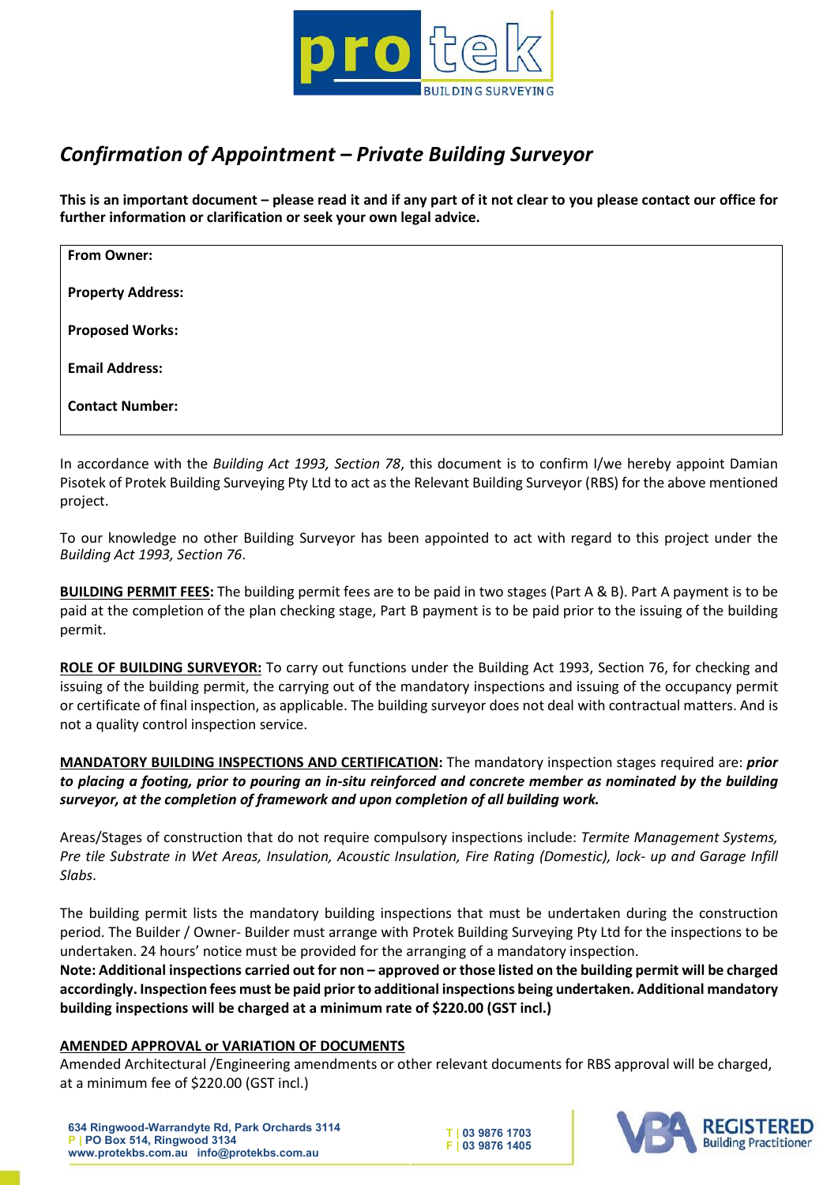# Confirmation of Appointment – Private Building Surveyor

**This is an important document – please read it and if any part of it not clear to you please contact our office for further information or clarification or seek your own legal advice.**

| |
|---|
| **From Owner:** |
| **Property Address:** |
| **Proposed Works:** |
| **Email Address:** |
| **Contact Number:** |

In accordance with the *Building Act 1993, Section 78*, this document is to confirm I/we hereby appoint Damian Pisotek of Protek Building Surveying Pty Ltd to act as the Relevant Building Surveyor (RBS) for the above mentioned project.

To our knowledge no other Building Surveyor has been appointed to act with regard to this project under the *Building Act 1993, Section 76*.

**BUILDING PERMIT FEES:** The building permit fees are to be paid in two stages (Part A & B). Part A payment is to be paid at the completion of the plan checking stage, Part B payment is to be paid prior to the issuing of the building permit.

**ROLE OF BUILDING SURVEYOR:** To carry out functions under the Building Act 1993, Section 76, for checking and issuing of the building permit, the carrying out of the mandatory inspections and issuing of the occupancy permit or certificate of final inspection, as applicable. The building surveyor does not deal with contractual matters. And is not a quality control inspection service.

**MANDATORY BUILDING INSPECTIONS AND CERTIFICATION:** The mandatory inspection stages required are: ***prior to placing a footing, prior to pouring an in-situ reinforced and concrete member as nominated by the building surveyor, at the completion of framework and upon completion of all building work.***

Areas/Stages of construction that do not require compulsory inspections include: *Termite Management Systems, Pre tile Substrate in Wet Areas, Insulation, Acoustic Insulation, Fire Rating (Domestic), lock- up and Garage Infill Slabs*.

The building permit lists the mandatory building inspections that must be undertaken during the construction period. The Builder / Owner- Builder must arrange with Protek Building Surveying Pty Ltd for the inspections to be undertaken. 24 hours' notice must be provided for the arranging of a mandatory inspection.
**Note: Additional inspections carried out for non – approved or those listed on the building permit will be charged accordingly. Inspection fees must be paid prior to additional inspections being undertaken. Additional mandatory building inspections will be charged at a minimum rate of $220.00 (GST incl.)**

**AMENDED APPROVAL or VARIATION OF DOCUMENTS**

Amended Architectural /Engineering amendments or other relevant documents for RBS approval will be charged, at a minimum fee of $220.00 (GST incl.)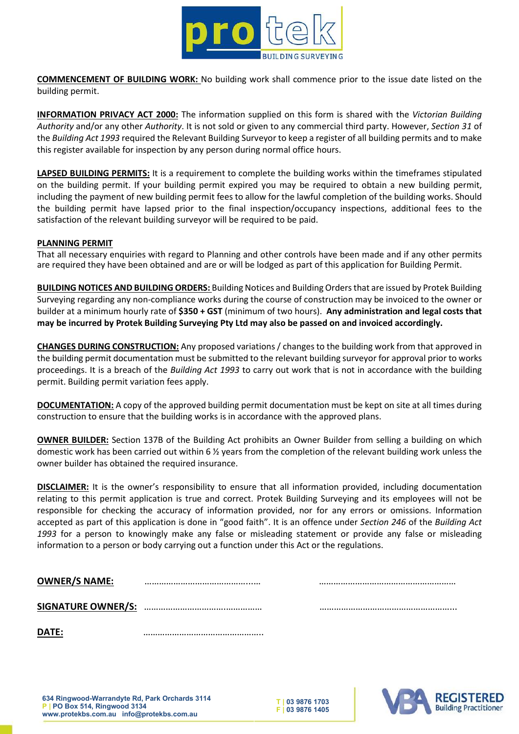**COMMENCEMENT OF BUILDING WORK:** No building work shall commence prior to the issue date listed on the building permit.

**INFORMATION PRIVACY ACT 2000:** The information supplied on this form is shared with the *Victorian Building Authority* and/or any other *Authority*. It is not sold or given to any commercial third party. However, *Section 31* of the *Building Act 1993* required the Relevant Building Surveyor to keep a register of all building permits and to make this register available for inspection by any person during normal office hours.

**LAPSED BUILDING PERMITS:** It is a requirement to complete the building works within the timeframes stipulated on the building permit. If your building permit expired you may be required to obtain a new building permit, including the payment of new building permit fees to allow for the lawful completion of the building works. Should the building permit have lapsed prior to the final inspection/occupancy inspections, additional fees to the satisfaction of the relevant building surveyor will be required to be paid.

**PLANNING PERMIT**

That all necessary enquiries with regard to Planning and other controls have been made and if any other permits are required they have been obtained and are or will be lodged as part of this application for Building Permit.

**BUILDING NOTICES AND BUILDING ORDERS:** Building Notices and Building Orders that are issued by Protek Building Surveying regarding any non-compliance works during the course of construction may be invoiced to the owner or builder at a minimum hourly rate of **$350 + GST** (minimum of two hours). **Any administration and legal costs that may be incurred by Protek Building Surveying Pty Ltd may also be passed on and invoiced accordingly.**

**CHANGES DURING CONSTRUCTION:** Any proposed variations / changes to the building work from that approved in the building permit documentation must be submitted to the relevant building surveyor for approval prior to works proceedings. It is a breach of the *Building Act 1993* to carry out work that is not in accordance with the building permit. Building permit variation fees apply.

**DOCUMENTATION:** A copy of the approved building permit documentation must be kept on site at all times during construction to ensure that the building works is in accordance with the approved plans.

**OWNER BUILDER:** Section 137B of the Building Act prohibits an Owner Builder from selling a building on which domestic work has been carried out within 6 ½ years from the completion of the relevant building work unless the owner builder has obtained the required insurance.

**DISCLAIMER:** It is the owner's responsibility to ensure that all information provided, including documentation relating to this permit application is true and correct. Protek Building Surveying and its employees will not be responsible for checking the accuracy of information provided, nor for any errors or omissions. Information accepted as part of this application is done in "good faith". It is an offence under *Section 246* of the *Building Act 1993* for a person to knowingly make any false or misleading statement or provide any false or misleading information to a person or body carrying out a function under this Act or the regulations.

**OWNER/S NAME:** ……………………………………… ………………………………………………

**SIGNATURE OWNER/S:** ……………………………………… ………………………………………………

**DATE:** ………………………………………….

634 Ringwood-Warrandyte Rd, Park Orchards 3114
P | PO Box 514, Ringwood 3134
www.protekbs.com.au info@protekbs.com.au

T | 03 9876 1703
F | 03 9876 1405